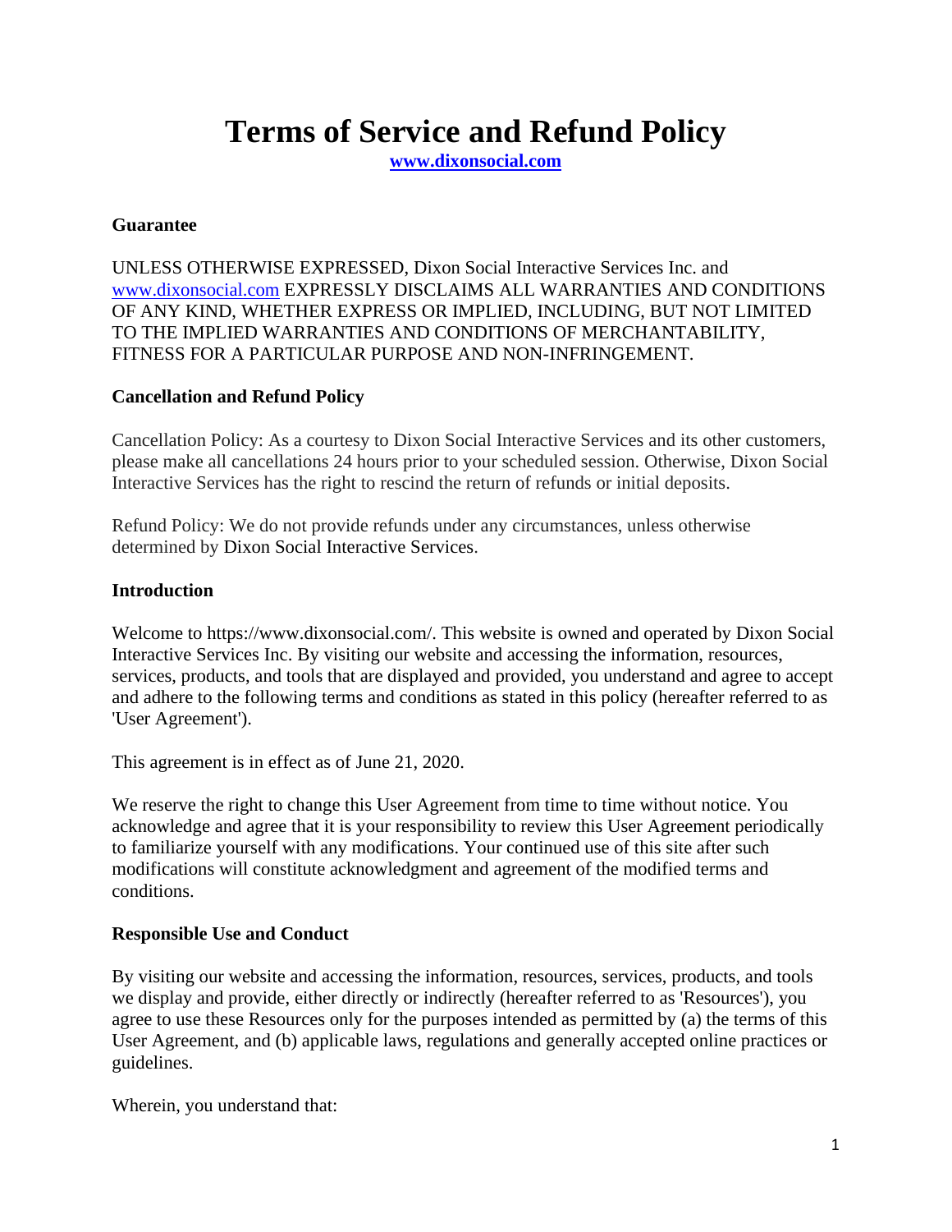# Terms of Service and Refund Policy

**www.dixonsocial.com**

### Guarantee

UNLESS OTHERWISE EXPRESSED, Dixon Social Interactive Services Inc. and www.dixonsocial.com EXPRESSLY DISCLAIMS ALL WARRANTIES AND CONDITIONS OF ANY KIND, WHETHER EXPRESS OR IMPLIED, INCLUDING, BUT NOT LIMITED TO THE IMPLIED WARRANTIES AND CONDITIONS OF MERCHANTABILITY, FITNESS FOR A PARTICULAR PURPOSE AND NON-INFRINGEMENT.

### Cancellation and Refund Policy

Cancellation Policy: As a courtesy to Dixon Social Interactive Services and its other customers, please make all cancellations 24 hours prior to your scheduled session. Otherwise, Dixon Social Interactive Services has the right to rescind the return of refunds or initial deposits.

Refund Policy: We do not provide refunds under any circumstances, unless otherwise determined by Dixon Social Interactive Services.

### Introduction

Welcome to https://www.dixonsocial.com/. This website is owned and operated by Dixon Social Interactive Services Inc. By visiting our website and accessing the information, resources, services, products, and tools that are displayed and provided, you understand and agree to accept and adhere to the following terms and conditions as stated in this policy (hereafter referred to as 'User Agreement').

This agreement is in effect as of June 21, 2020.

We reserve the right to change this User Agreement from time to time without notice. You acknowledge and agree that it is your responsibility to review this User Agreement periodically to familiarize yourself with any modifications. Your continued use of this site after such modifications will constitute acknowledgment and agreement of the modified terms and conditions.

### Responsible Use and Conduct

By visiting our website and accessing the information, resources, services, products, and tools we display and provide, either directly or indirectly (hereafter referred to as 'Resources'), you agree to use these Resources only for the purposes intended as permitted by (a) the terms of this User Agreement, and (b) applicable laws, regulations and generally accepted online practices or guidelines.

Wherein, you understand that: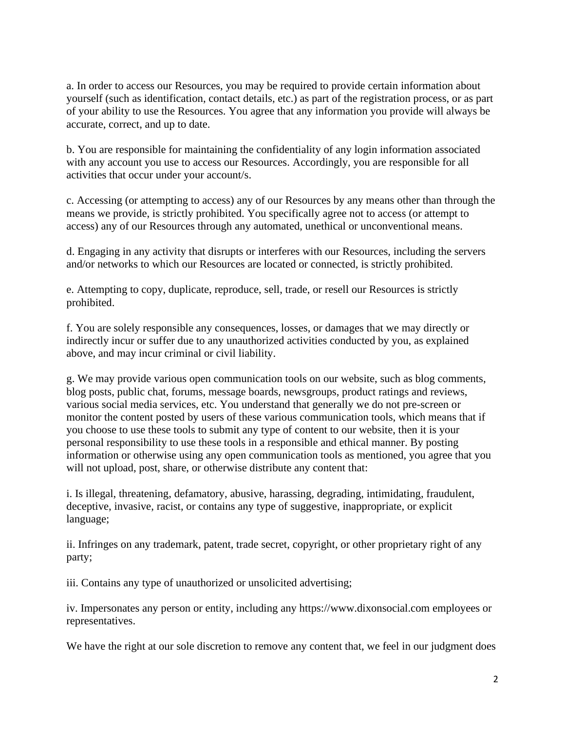a. In order to access our Resources, you may be required to provide certain information about yourself (such as identification, contact details, etc.) as part of the registration process, or as part of your ability to use the Resources. You agree that any information you provide will always be accurate, correct, and up to date.

b. You are responsible for maintaining the confidentiality of any login information associated with any account you use to access our Resources. Accordingly, you are responsible for all activities that occur under your account/s.

c. Accessing (or attempting to access) any of our Resources by any means other than through the means we provide, is strictly prohibited. You specifically agree not to access (or attempt to access) any of our Resources through any automated, unethical or unconventional means.

d. Engaging in any activity that disrupts or interferes with our Resources, including the servers and/or networks to which our Resources are located or connected, is strictly prohibited.

e. Attempting to copy, duplicate, reproduce, sell, trade, or resell our Resources is strictly prohibited.

f. You are solely responsible any consequences, losses, or damages that we may directly or indirectly incur or suffer due to any unauthorized activities conducted by you, as explained above, and may incur criminal or civil liability.

g. We may provide various open communication tools on our website, such as blog comments, blog posts, public chat, forums, message boards, newsgroups, product ratings and reviews, various social media services, etc. You understand that generally we do not pre-screen or monitor the content posted by users of these various communication tools, which means that if you choose to use these tools to submit any type of content to our website, then it is your personal responsibility to use these tools in a responsible and ethical manner. By posting information or otherwise using any open communication tools as mentioned, you agree that you will not upload, post, share, or otherwise distribute any content that:

i. Is illegal, threatening, defamatory, abusive, harassing, degrading, intimidating, fraudulent, deceptive, invasive, racist, or contains any type of suggestive, inappropriate, or explicit language;

ii. Infringes on any trademark, patent, trade secret, copyright, or other proprietary right of any party;

iii. Contains any type of unauthorized or unsolicited advertising;

iv. Impersonates any person or entity, including any https://www.dixonsocial.com employees or representatives.

We have the right at our sole discretion to remove any content that, we feel in our judgment does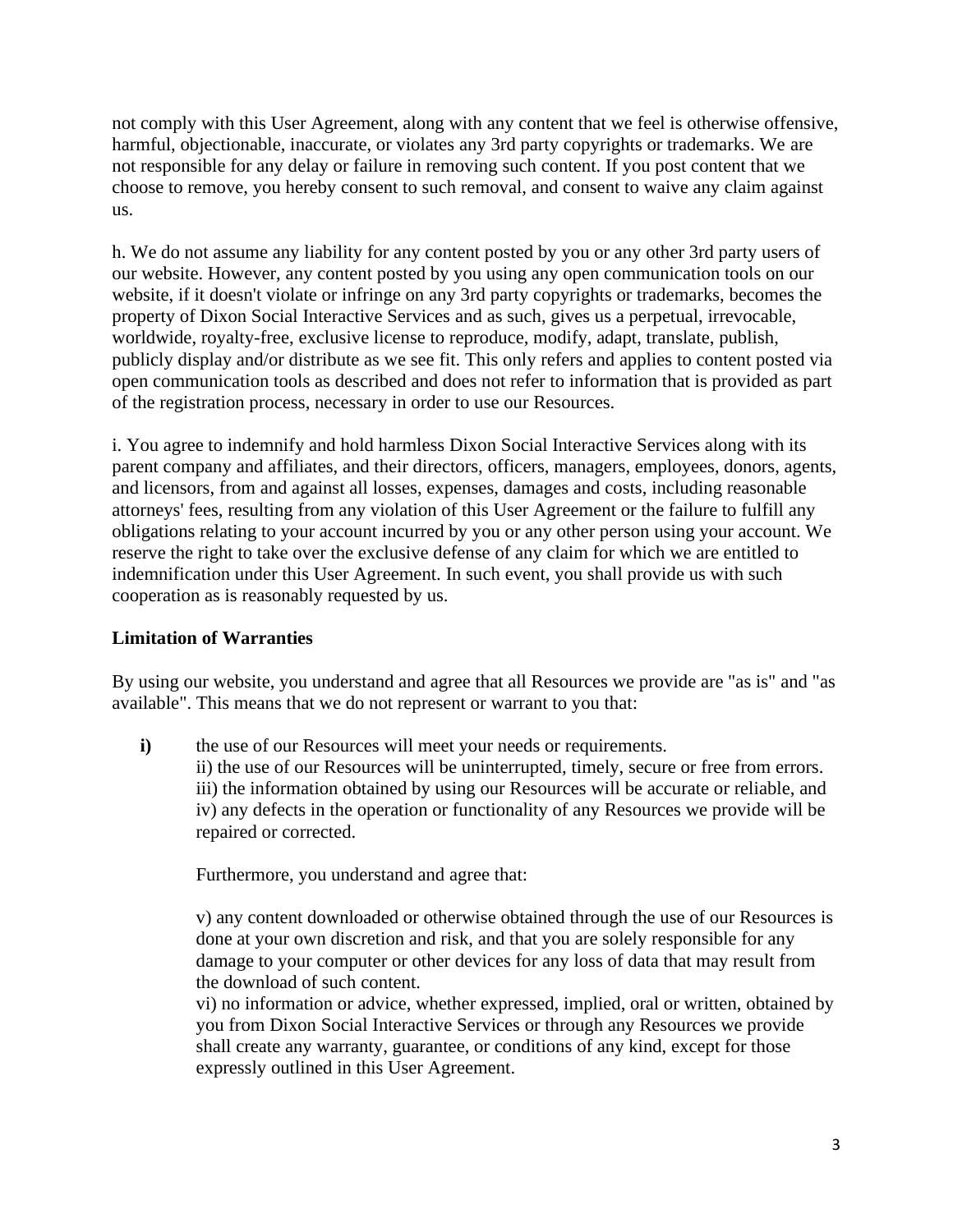not comply with this User Agreement, along with any content that we feel is otherwise offensive, harmful, objectionable, inaccurate, or violates any 3rd party copyrights or trademarks. We are not responsible for any delay or failure in removing such content. If you post content that we choose to remove, you hereby consent to such removal, and consent to waive any claim against us.

h. We do not assume any liability for any content posted by you or any other 3rd party users of our website. However, any content posted by you using any open communication tools on our website, if it doesn't violate or infringe on any 3rd party copyrights or trademarks, becomes the property of Dixon Social Interactive Services and as such, gives us a perpetual, irrevocable, worldwide, royalty-free, exclusive license to reproduce, modify, adapt, translate, publish, publicly display and/or distribute as we see fit. This only refers and applies to content posted via open communication tools as described and does not refer to information that is provided as part of the registration process, necessary in order to use our Resources.

i. You agree to indemnify and hold harmless Dixon Social Interactive Services along with its parent company and affiliates, and their directors, officers, managers, employees, donors, agents, and licensors, from and against all losses, expenses, damages and costs, including reasonable attorneys' fees, resulting from any violation of this User Agreement or the failure to fulfill any obligations relating to your account incurred by you or any other person using your account. We reserve the right to take over the exclusive defense of any claim for which we are entitled to indemnification under this User Agreement. In such event, you shall provide us with such cooperation as is reasonably requested by us.

**Limitation of Warranties**

By using our website, you understand and agree that all Resources we provide are "as is" and "as available". This means that we do not represent or warrant to you that:

**i)** the use of our Resources will meet your needs or requirements.
ii) the use of our Resources will be uninterrupted, timely, secure or free from errors.
iii) the information obtained by using our Resources will be accurate or reliable, and
iv) any defects in the operation or functionality of any Resources we provide will be repaired or corrected.

Furthermore, you understand and agree that:

v) any content downloaded or otherwise obtained through the use of our Resources is done at your own discretion and risk, and that you are solely responsible for any damage to your computer or other devices for any loss of data that may result from the download of such content.
vi) no information or advice, whether expressed, implied, oral or written, obtained by you from Dixon Social Interactive Services or through any Resources we provide shall create any warranty, guarantee, or conditions of any kind, except for those expressly outlined in this User Agreement.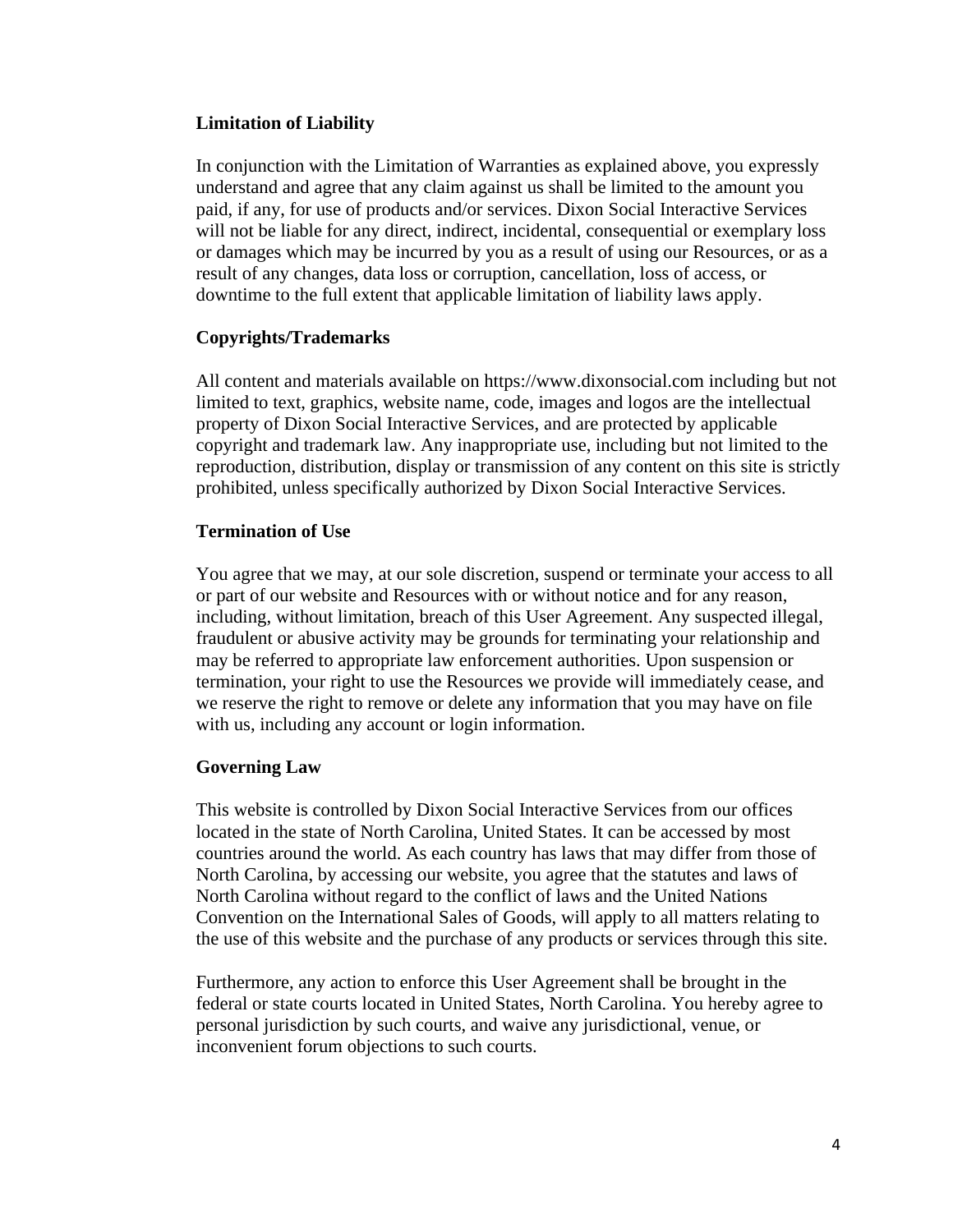**Limitation of Liability**

In conjunction with the Limitation of Warranties as explained above, you expressly understand and agree that any claim against us shall be limited to the amount you paid, if any, for use of products and/or services. Dixon Social Interactive Services will not be liable for any direct, indirect, incidental, consequential or exemplary loss or damages which may be incurred by you as a result of using our Resources, or as a result of any changes, data loss or corruption, cancellation, loss of access, or downtime to the full extent that applicable limitation of liability laws apply.

**Copyrights/Trademarks**

All content and materials available on https://www.dixonsocial.com including but not limited to text, graphics, website name, code, images and logos are the intellectual property of Dixon Social Interactive Services, and are protected by applicable copyright and trademark law. Any inappropriate use, including but not limited to the reproduction, distribution, display or transmission of any content on this site is strictly prohibited, unless specifically authorized by Dixon Social Interactive Services.

**Termination of Use**

You agree that we may, at our sole discretion, suspend or terminate your access to all or part of our website and Resources with or without notice and for any reason, including, without limitation, breach of this User Agreement. Any suspected illegal, fraudulent or abusive activity may be grounds for terminating your relationship and may be referred to appropriate law enforcement authorities. Upon suspension or termination, your right to use the Resources we provide will immediately cease, and we reserve the right to remove or delete any information that you may have on file with us, including any account or login information.

**Governing Law**

This website is controlled by Dixon Social Interactive Services from our offices located in the state of North Carolina, United States. It can be accessed by most countries around the world. As each country has laws that may differ from those of North Carolina, by accessing our website, you agree that the statutes and laws of North Carolina without regard to the conflict of laws and the United Nations Convention on the International Sales of Goods, will apply to all matters relating to the use of this website and the purchase of any products or services through this site.

Furthermore, any action to enforce this User Agreement shall be brought in the federal or state courts located in United States, North Carolina. You hereby agree to personal jurisdiction by such courts, and waive any jurisdictional, venue, or inconvenient forum objections to such courts.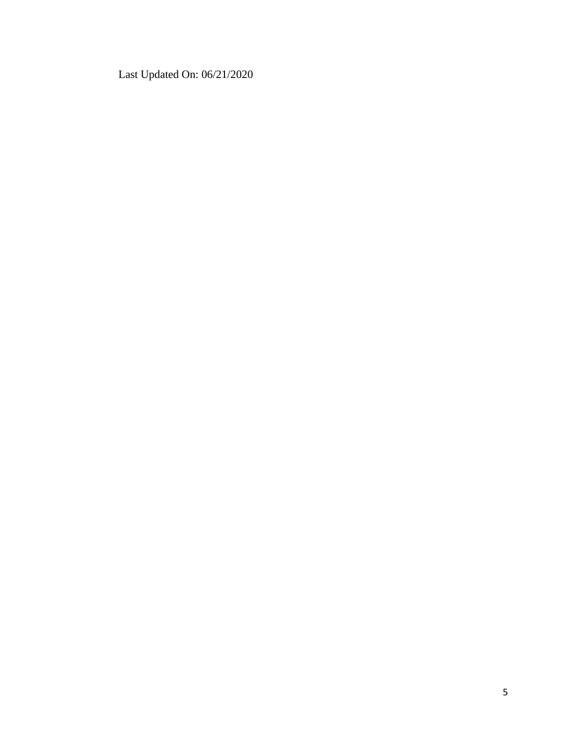Last Updated On: 06/21/2020